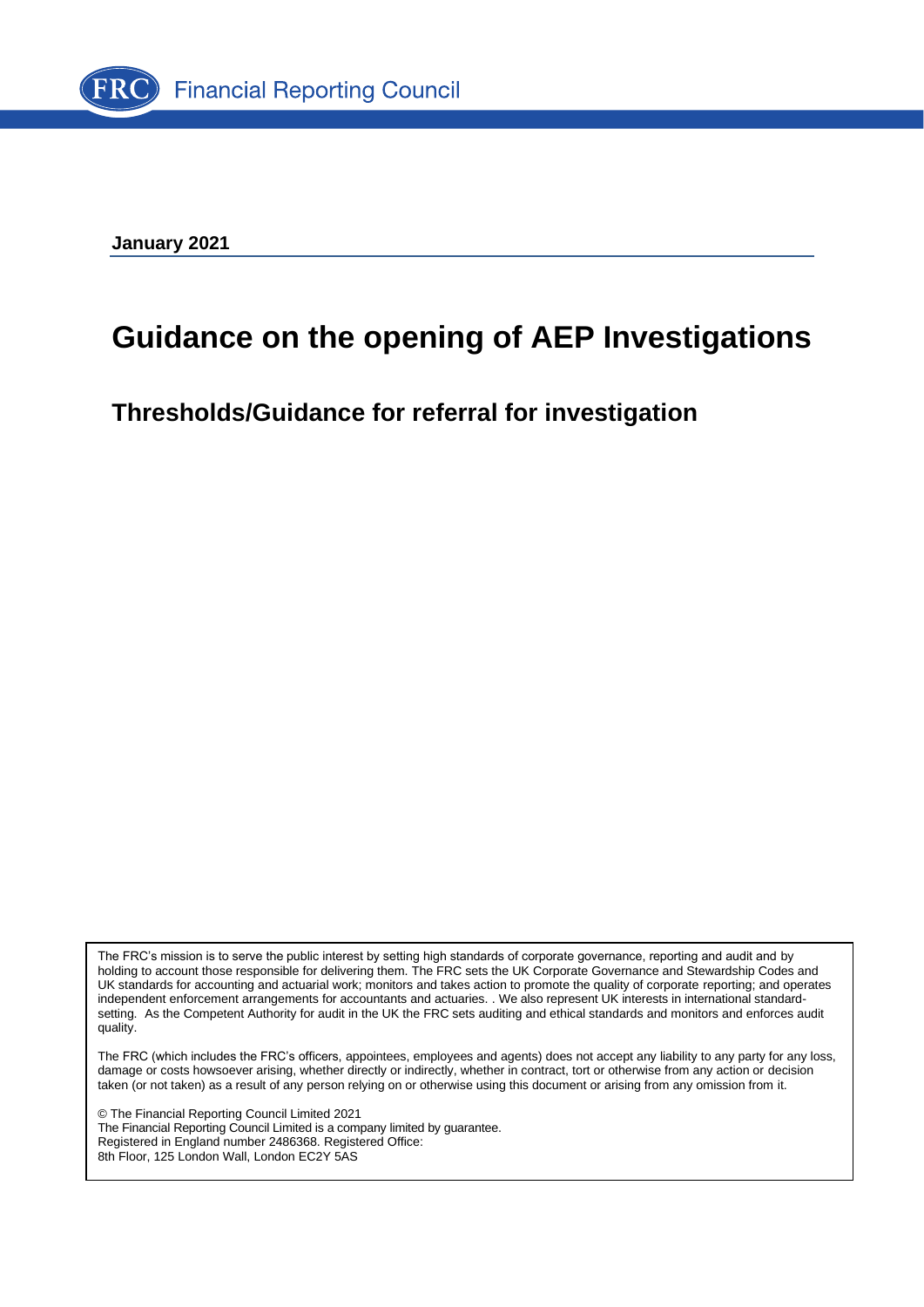Financial Reporting Council

**January 2021**

# Guidance on the opening of AEP Investigations

## Thresholds/Guidance for referral for investigation

The FRC's mission is to serve the public interest by setting high standards of corporate governance, reporting and audit and by holding to account those responsible for delivering them. The FRC sets the UK Corporate Governance and Stewardship Codes and UK standards for accounting and actuarial work; monitors and takes action to promote the quality of corporate reporting; and operates independent enforcement arrangements for accountants and actuaries. . We also represent UK interests in international standard-setting. As the Competent Authority for audit in the UK the FRC sets auditing and ethical standards and monitors and enforces audit quality.

The FRC (which includes the FRC's officers, appointees, employees and agents) does not accept any liability to any party for any loss, damage or costs howsoever arising, whether directly or indirectly, whether in contract, tort or otherwise from any action or decision taken (or not taken) as a result of any person relying on or otherwise using this document or arising from any omission from it.

© The Financial Reporting Council Limited 2021
The Financial Reporting Council Limited is a company limited by guarantee.
Registered in England number 2486368. Registered Office:
8th Floor, 125 London Wall, London EC2Y 5AS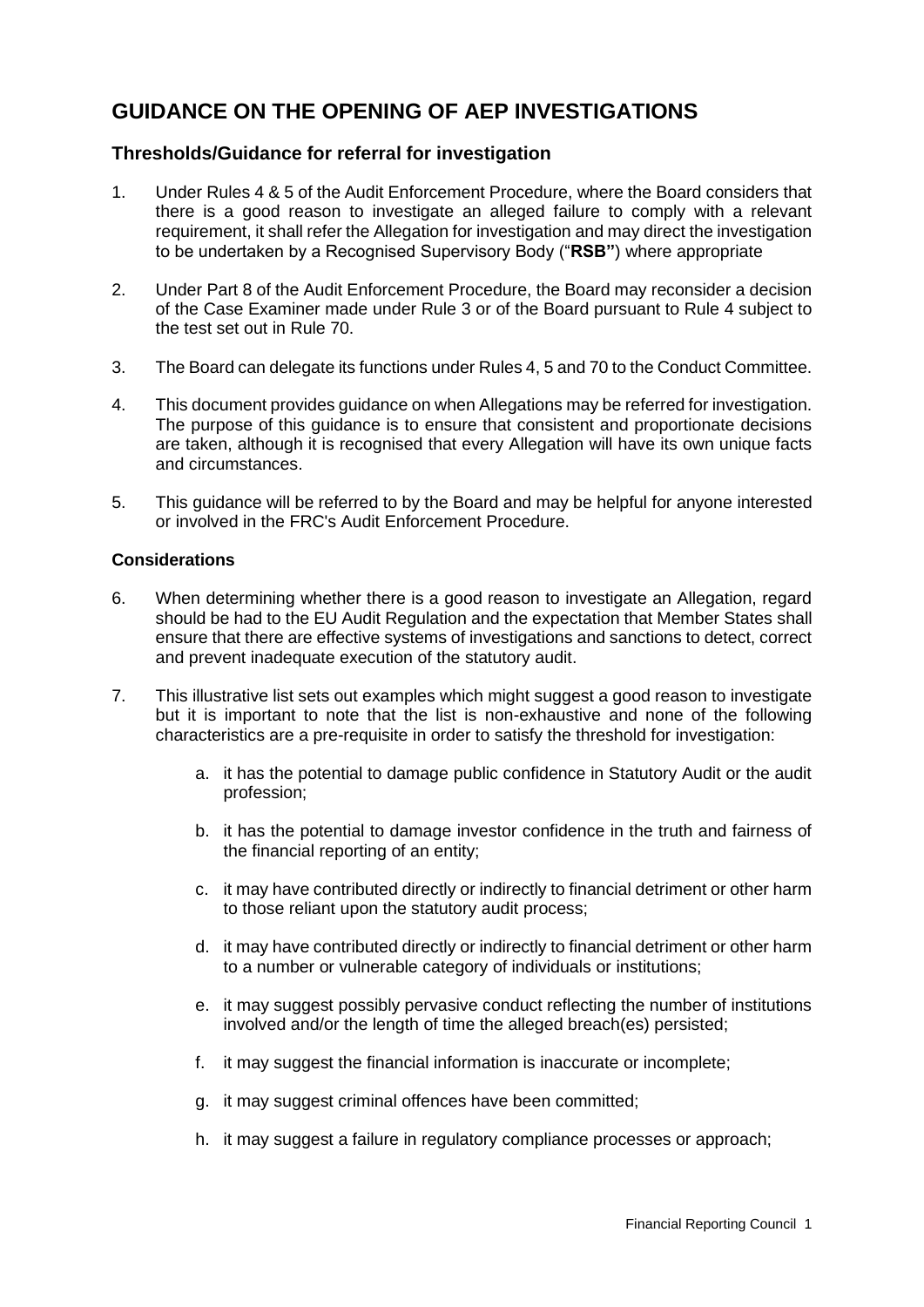# GUIDANCE ON THE OPENING OF AEP INVESTIGATIONS

## Thresholds/Guidance for referral for investigation

1. Under Rules 4 & 5 of the Audit Enforcement Procedure, where the Board considers that there is a good reason to investigate an alleged failure to comply with a relevant requirement, it shall refer the Allegation for investigation and may direct the investigation to be undertaken by a Recognised Supervisory Body ("**RSB**") where appropriate

2. Under Part 8 of the Audit Enforcement Procedure, the Board may reconsider a decision of the Case Examiner made under Rule 3 or of the Board pursuant to Rule 4 subject to the test set out in Rule 70.

3. The Board can delegate its functions under Rules 4, 5 and 70 to the Conduct Committee.

4. This document provides guidance on when Allegations may be referred for investigation. The purpose of this guidance is to ensure that consistent and proportionate decisions are taken, although it is recognised that every Allegation will have its own unique facts and circumstances.

5. This guidance will be referred to by the Board and may be helpful for anyone interested or involved in the FRC's Audit Enforcement Procedure.

### Considerations

6. When determining whether there is a good reason to investigate an Allegation, regard should be had to the EU Audit Regulation and the expectation that Member States shall ensure that there are effective systems of investigations and sanctions to detect, correct and prevent inadequate execution of the statutory audit.

7. This illustrative list sets out examples which might suggest a good reason to investigate but it is important to note that the list is non-exhaustive and none of the following characteristics are a pre-requisite in order to satisfy the threshold for investigation:

   a. it has the potential to damage public confidence in Statutory Audit or the audit profession;

   b. it has the potential to damage investor confidence in the truth and fairness of the financial reporting of an entity;

   c. it may have contributed directly or indirectly to financial detriment or other harm to those reliant upon the statutory audit process;

   d. it may have contributed directly or indirectly to financial detriment or other harm to a number or vulnerable category of individuals or institutions;

   e. it may suggest possibly pervasive conduct reflecting the number of institutions involved and/or the length of time the alleged breach(es) persisted;

   f. it may suggest the financial information is inaccurate or incomplete;

   g. it may suggest criminal offences have been committed;

   h. it may suggest a failure in regulatory compliance processes or approach;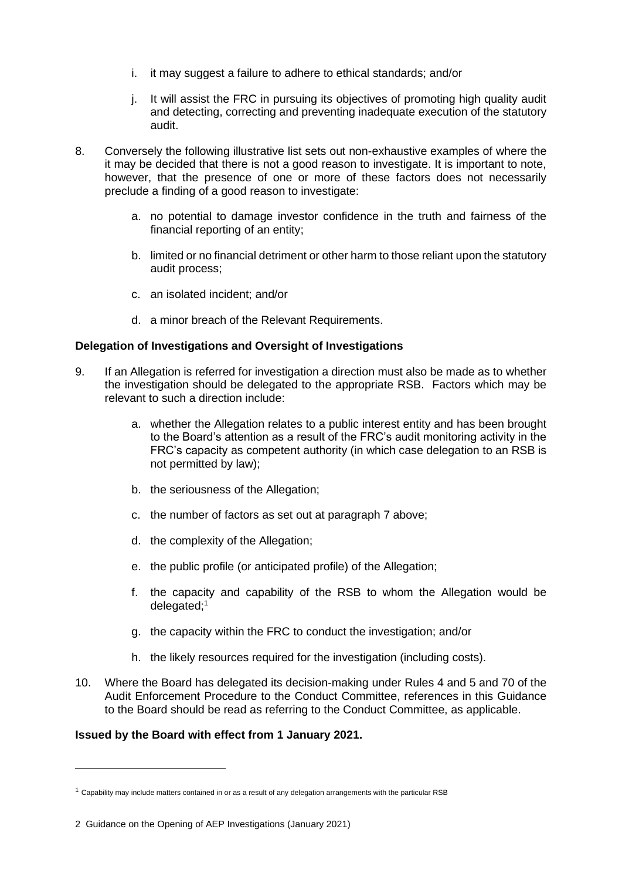i. it may suggest a failure to adhere to ethical standards; and/or

j. It will assist the FRC in pursuing its objectives of promoting high quality audit and detecting, correcting and preventing inadequate execution of the statutory audit.

8. Conversely the following illustrative list sets out non-exhaustive examples of where the it may be decided that there is not a good reason to investigate. It is important to note, however, that the presence of one or more of these factors does not necessarily preclude a finding of a good reason to investigate:

   a. no potential to damage investor confidence in the truth and fairness of the financial reporting of an entity;

   b. limited or no financial detriment or other harm to those reliant upon the statutory audit process;

   c. an isolated incident; and/or

   d. a minor breach of the Relevant Requirements.

**Delegation of Investigations and Oversight of Investigations**

9. If an Allegation is referred for investigation a direction must also be made as to whether the investigation should be delegated to the appropriate RSB. Factors which may be relevant to such a direction include:

   a. whether the Allegation relates to a public interest entity and has been brought to the Board's attention as a result of the FRC's audit monitoring activity in the FRC's capacity as competent authority (in which case delegation to an RSB is not permitted by law);

   b. the seriousness of the Allegation;

   c. the number of factors as set out at paragraph 7 above;

   d. the complexity of the Allegation;

   e. the public profile (or anticipated profile) of the Allegation;

   f. the capacity and capability of the RSB to whom the Allegation would be delegated;[1]

   g. the capacity within the FRC to conduct the investigation; and/or

   h. the likely resources required for the investigation (including costs).

10. Where the Board has delegated its decision-making under Rules 4 and 5 and 70 of the Audit Enforcement Procedure to the Conduct Committee, references in this Guidance to the Board should be read as referring to the Conduct Committee, as applicable.

**Issued by the Board with effect from 1 January 2021.**

---

[1] Capability may include matters contained in or as a result of any delegation arrangements with the particular RSB